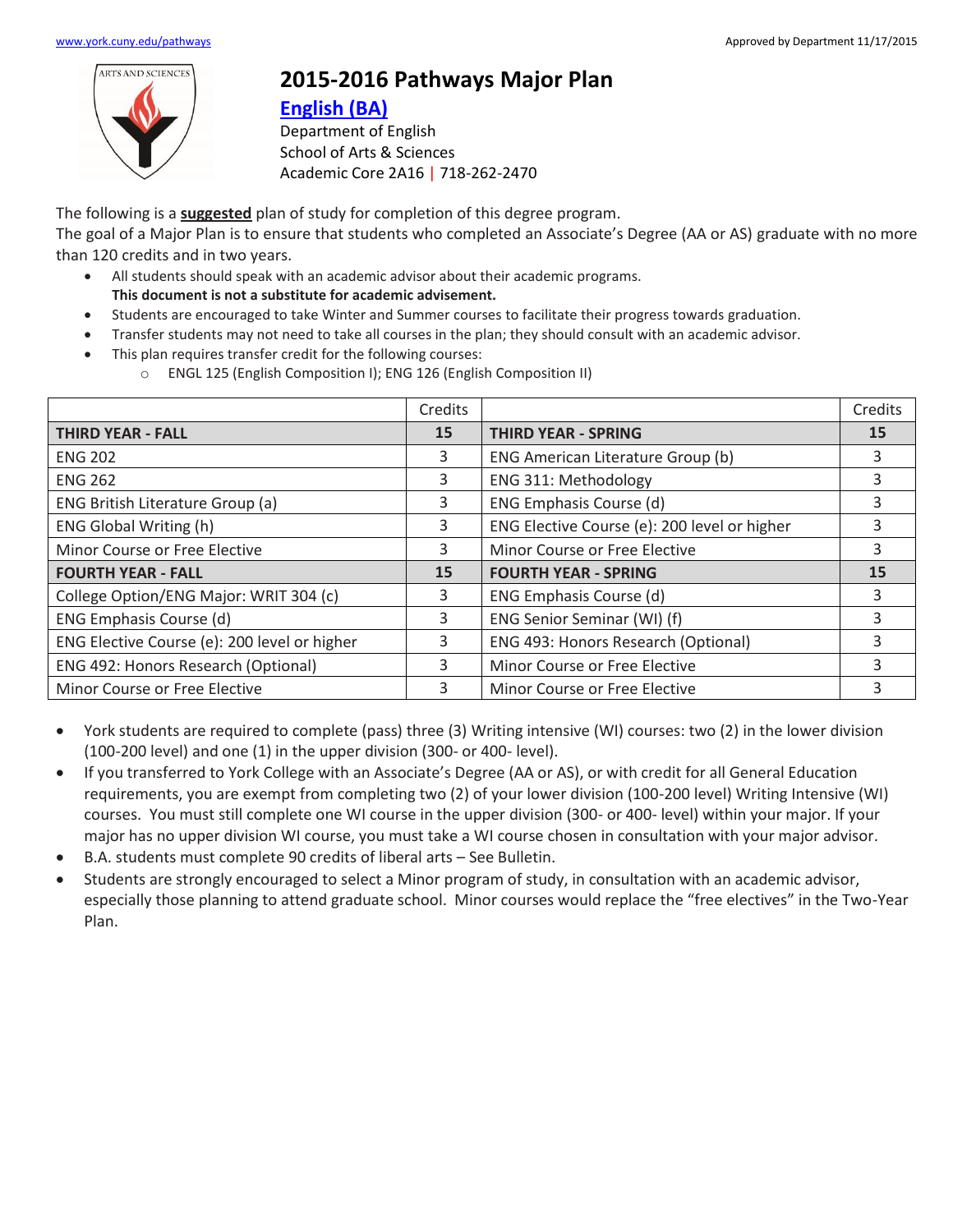www.york.cuny.edu/pathways

Approved by Department 11/17/2015

# 2015-2016 Pathways Major Plan

## English (BA)

Department of English
School of Arts & Sciences
Academic Core 2A16 | 718-262-2470

The following is a **suggested** plan of study for completion of this degree program.
The goal of a Major Plan is to ensure that students who completed an Associate's Degree (AA or AS) graduate with no more than 120 credits and in two years.

- All students should speak with an academic advisor about their academic programs.
  **This document is not a substitute for academic advisement.**
- Students are encouraged to take Winter and Summer courses to facilitate their progress towards graduation.
- Transfer students may not need to take all courses in the plan; they should consult with an academic advisor.
- This plan requires transfer credit for the following courses:
  - ENGL 125 (English Composition I); ENG 126 (English Composition II)

| | Credits | | Credits |
|---|---|---|---|
| **THIRD YEAR - FALL** | **15** | **THIRD YEAR - SPRING** | **15** |
| ENG 202 | 3 | ENG American Literature Group (b) | 3 |
| ENG 262 | 3 | ENG 311: Methodology | 3 |
| ENG British Literature Group (a) | 3 | ENG Emphasis Course (d) | 3 |
| ENG Global Writing (h) | 3 | ENG Elective Course (e): 200 level or higher | 3 |
| Minor Course or Free Elective | 3 | Minor Course or Free Elective | 3 |
| **FOURTH YEAR - FALL** | **15** | **FOURTH YEAR - SPRING** | **15** |
| College Option/ENG Major: WRIT 304 (c) | 3 | ENG Emphasis Course (d) | 3 |
| ENG Emphasis Course (d) | 3 | ENG Senior Seminar (WI) (f) | 3 |
| ENG Elective Course (e): 200 level or higher | 3 | ENG 493: Honors Research (Optional) | 3 |
| ENG 492: Honors Research (Optional) | 3 | Minor Course or Free Elective | 3 |
| Minor Course or Free Elective | 3 | Minor Course or Free Elective | 3 |

- York students are required to complete (pass) three (3) Writing intensive (WI) courses: two (2) in the lower division (100-200 level) and one (1) in the upper division (300- or 400- level).
- If you transferred to York College with an Associate's Degree (AA or AS), or with credit for all General Education requirements, you are exempt from completing two (2) of your lower division (100-200 level) Writing Intensive (WI) courses. You must still complete one WI course in the upper division (300- or 400- level) within your major. If your major has no upper division WI course, you must take a WI course chosen in consultation with your major advisor.
- B.A. students must complete 90 credits of liberal arts – See Bulletin.
- Students are strongly encouraged to select a Minor program of study, in consultation with an academic advisor, especially those planning to attend graduate school. Minor courses would replace the "free electives" in the Two-Year Plan.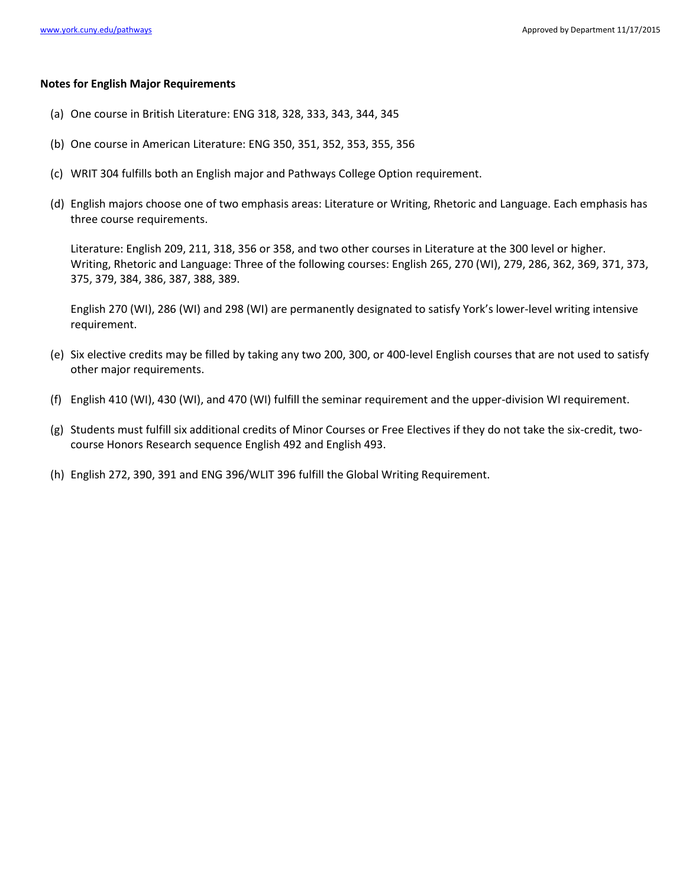**Notes for English Major Requirements**

(a) One course in British Literature: ENG 318, 328, 333, 343, 344, 345

(b) One course in American Literature: ENG 350, 351, 352, 353, 355, 356

(c) WRIT 304 fulfills both an English major and Pathways College Option requirement.

(d) English majors choose one of two emphasis areas: Literature or Writing, Rhetoric and Language. Each emphasis has three course requirements.

Literature: English 209, 211, 318, 356 or 358, and two other courses in Literature at the 300 level or higher.
Writing, Rhetoric and Language: Three of the following courses: English 265, 270 (WI), 279, 286, 362, 369, 371, 373, 375, 379, 384, 386, 387, 388, 389.

English 270 (WI), 286 (WI) and 298 (WI) are permanently designated to satisfy York's lower-level writing intensive requirement.

(e) Six elective credits may be filled by taking any two 200, 300, or 400-level English courses that are not used to satisfy other major requirements.

(f) English 410 (WI), 430 (WI), and 470 (WI) fulfill the seminar requirement and the upper-division WI requirement.

(g) Students must fulfill six additional credits of Minor Courses or Free Electives if they do not take the six-credit, two-course Honors Research sequence English 492 and English 493.

(h) English 272, 390, 391 and ENG 396/WLIT 396 fulfill the Global Writing Requirement.